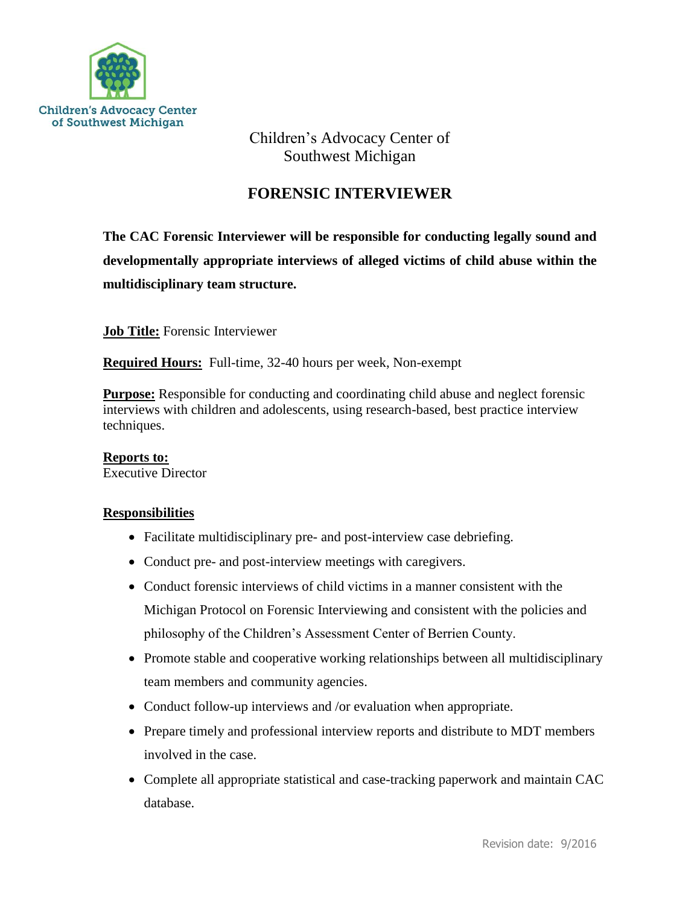Children's Advocacy Center of Southwest Michigan

Children's Advocacy Center of
Southwest Michigan

# FORENSIC INTERVIEWER

**The CAC Forensic Interviewer will be responsible for conducting legally sound and developmentally appropriate interviews of alleged victims of child abuse within the multidisciplinary team structure.**

**Job Title:** Forensic Interviewer

**Required Hours:** Full-time, 32-40 hours per week, Non-exempt

**Purpose:** Responsible for conducting and coordinating child abuse and neglect forensic interviews with children and adolescents, using research-based, best practice interview techniques.

**Reports to:**
Executive Director

**Responsibilities**

- Facilitate multidisciplinary pre- and post-interview case debriefing.
- Conduct pre- and post-interview meetings with caregivers.
- Conduct forensic interviews of child victims in a manner consistent with the Michigan Protocol on Forensic Interviewing and consistent with the policies and philosophy of the Children's Assessment Center of Berrien County.
- Promote stable and cooperative working relationships between all multidisciplinary team members and community agencies.
- Conduct follow-up interviews and /or evaluation when appropriate.
- Prepare timely and professional interview reports and distribute to MDT members involved in the case.
- Complete all appropriate statistical and case-tracking paperwork and maintain CAC database.

Revision date: 9/2016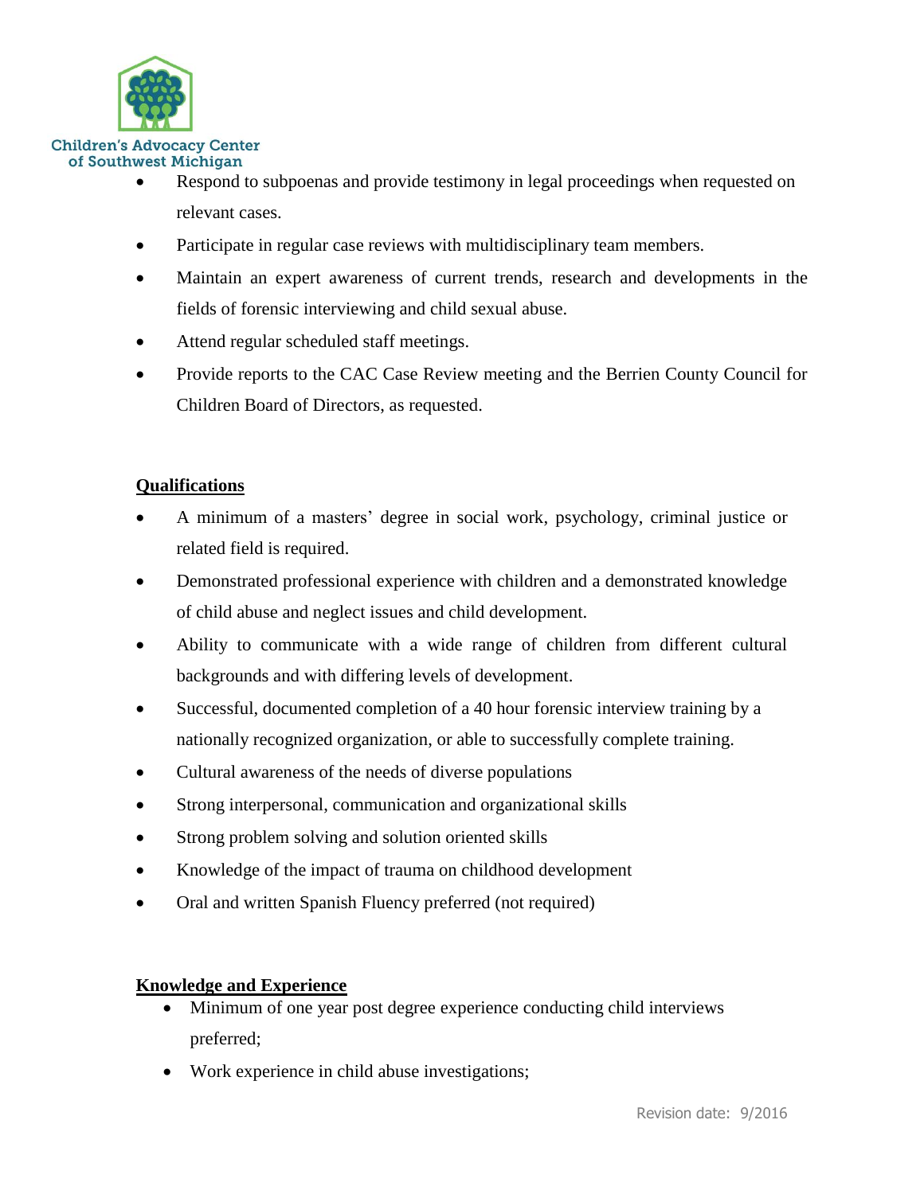- Respond to subpoenas and provide testimony in legal proceedings when requested on relevant cases.
- Participate in regular case reviews with multidisciplinary team members.
- Maintain an expert awareness of current trends, research and developments in the fields of forensic interviewing and child sexual abuse.
- Attend regular scheduled staff meetings.
- Provide reports to the CAC Case Review meeting and the Berrien County Council for Children Board of Directors, as requested.

## Qualifications

- A minimum of a masters' degree in social work, psychology, criminal justice or related field is required.
- Demonstrated professional experience with children and a demonstrated knowledge of child abuse and neglect issues and child development.
- Ability to communicate with a wide range of children from different cultural backgrounds and with differing levels of development.
- Successful, documented completion of a 40 hour forensic interview training by a nationally recognized organization, or able to successfully complete training.
- Cultural awareness of the needs of diverse populations
- Strong interpersonal, communication and organizational skills
- Strong problem solving and solution oriented skills
- Knowledge of the impact of trauma on childhood development
- Oral and written Spanish Fluency preferred (not required)

## Knowledge and Experience

- Minimum of one year post degree experience conducting child interviews preferred;
- Work experience in child abuse investigations;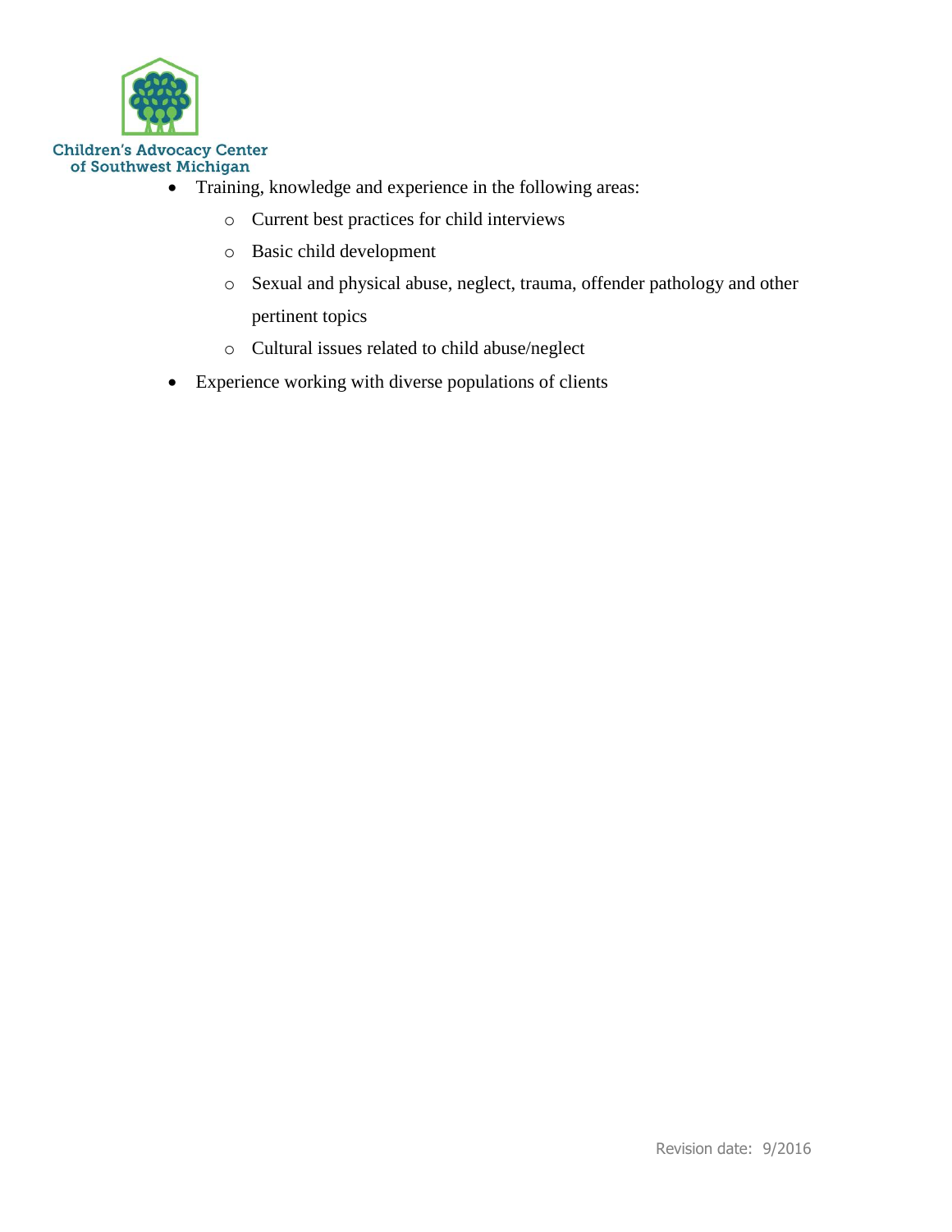- Training, knowledge and experience in the following areas:
  - Current best practices for child interviews
  - Basic child development
  - Sexual and physical abuse, neglect, trauma, offender pathology and other pertinent topics
  - Cultural issues related to child abuse/neglect
- Experience working with diverse populations of clients